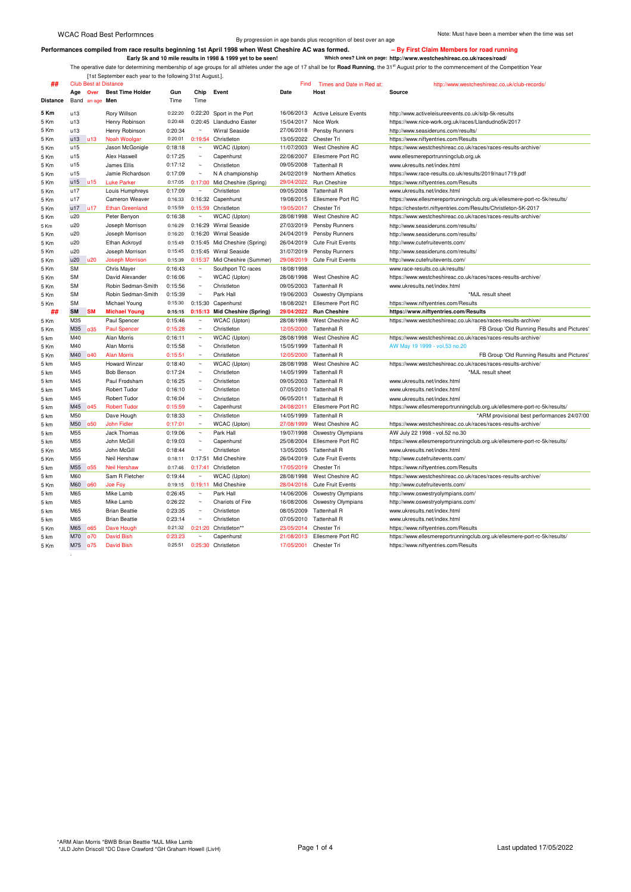WCAC Road Best Performnces

By progression in age bands plus recognition of best over an age

Note: Must have been a member when the time was set

**Performances compiled from race results beginning 1st April 1998 when West Cheshire AC was formed.** **– By First Claim Members for road running**

**Early 5k and 10 mile results in 1998 & 1999 yet to be seen!** **Which ones? Link on page: http://www.westcheshireac.co.uk/races/road/**

The operative date for determining membership of age groups for all athletes under the age of 17 shall be for **Road Running**, the 31st August prior to the commencement of the Competition Year [1st September each year to the following 31st August.].

## Club Best at Distance

Find Times and Date in Red at: http://www.westcheshireac.co.uk/club-records/

| Distance | Age Band | Over an age | Best Time Holder Men | Gun Time | Chip Time | Event | Date | Host | Source |
|---|---|---|---|---|---|---|---|---|---|
| 5 Km | u13 | | Rory Willson | 0:22:20 | 0:22:20 | Sport in the Port | 16/06/2013 | Active Leisure Events | http://www.activeleisureevents.co.uk/sitp-5k-results |
| 5 Km | u13 | | Henry Robinson | 0:20:48 | 0:20:45 | Llandudno Easter | 15/04/2017 | Nice Work | https://www.nice-work.org.uk/races/Llandudno5k/2017 |
| 5 Km | u13 | | Henry Robinson | 0:20:34 | ~ | Wirral Seaside | 27/06/2018 | Pensby Runners | http://www.seasideruns.com/results/ |
| 5 Km | u13 | u13 | Noah Woolgar | 0:20:01 | 0:19:54 | Christleton | 13/05/2022 | Chester Tri | https://www.niftyentries.com/Results |
| 5 Km | u15 | | Jason McGonigle | 0:18:18 | ~ | WCAC (Upton) | 11/07/2003 | West Cheshire AC | https://www.westcheshireac.co.uk/races/races-results-archive/ |
| 5 Km | u15 | | Alex Haswell | 0:17:25 | ~ | Capenhurst | 22/08/2007 | Ellesmere Port RC | www.ellesmereportrunningclub.org.uk |
| 5 Km | u15 | | James Ellis | 0:17:12 | ~ | Christleton | 09/05/2008 | Tattenhall R | www.ukresults.net/index.html |
| 5 Km | u15 | | Jamie Richardson | 0:17:09 | ~ | N A championship | 24/02/2019 | Northern Athetics | https://www.race-results.co.uk/results/2019/nau1719.pdf |
| 5 Km | u15 | u15 | Luke Parker | 0:17:05 | 0:17:00 | Mid Cheshire (Spring) | 29/04/2022 | Run Cheshire | https://www.niftyentries.com/Results |
| 5 Km | u17 | | Louis Humphreys | 0:17:09 | ~ | Christleton | 09/05/2008 | Tattenhall R | www.ukresults.net/index.html |
| 5 Km | u17 | | Cameron Weaver | 0:16:33 | 0:16:32 | Capenhurst | 19/08/2015 | Ellesmere Port RC | https://www.ellesmereportrunningclub.org.uk/ellesmere-port-rc-5k/results/ |
| 5 Km | u17 | u17 | Ethan Greenland | 0:15:59 | 0:15:59 | Christleton | 19/05/2017 | Chester Tri | https://chestertri.niftyentries.com/Results/Christleton-5K-2017 |
| 5 Km | u20 | | Peter Benyon | 0:16:38 | ~ | WCAC (Upton) | 28/08/1998 | West Cheshire AC | https://www.westcheshireac.co.uk/races/races-results-archive/ |
| 5 Km | u20 | | Joseph Morrison | 0:16:29 | 0:16:29 | Wirral Seaside | 27/03/2019 | Pensby Runners | http://www.seasideruns.com/results/ |
| 5 Km | u20 | | Joseph Morrison | 0:16:20 | 0:16:20 | Wirral Seaside | 24/04/2019 | Pensby Runners | http://www.seasideruns.com/results/ |
| 5 Km | u20 | | Ethan Ackroyd | 0:15:49 | 0:15:45 | Mid Cheshire (Spring) | 26/04/2019 | Cute Fruit Events | http://www.cutefruitevents.com/ |
| 5 Km | u20 | | Joseph Morrison | 0:15:45 | 0:15:45 | Wirral Seaside | 31/07/2019 | Pensby Runners | http://www.seasideruns.com/results/ |
| 5 Km | u20 | u20 | Joseph Morrison | 0:15:39 | 0:15:37 | Mid Cheshire (Summer) | 29/08/2019 | Cute Fruit Events | http://www.cutefruitevents.com/ |
| 5 Km | SM | | Chris Mayer | 0:16:43 | ~ | Southport TC races | 18/08/1998 | | www.race-results.co.uk/results/ |
| 5 Km | SM | | David Alexander | 0:16:06 | ~ | WCAC (Upton) | 28/08/1998 | West Cheshire AC | https://www.westcheshireac.co.uk/races/races-results-archive/ |
| 5 Km | SM | | Robin Sedman-Smith | 0:15:56 | ~ | Christleton | 09/05/2003 | Tattenhall R | www.ukresults.net/index.html |
| 5 Km | SM | | Robin Sedman-Smith | 0:15:39 | ~ | Park Hall | 19/06/2003 | Oswestry Olympians | *MJL result sheet |
| 5 Km | SM | | Michael Young | 0:15:30 | 0:15:30 | Capenhurst | 18/08/2021 | Ellesmere Port RC | https://www.niftyentries.com/Results |
| **##** | **SM** | **SM** | **Michael Young** | **0:15:15** | **0:15:13** | **Mid Cheshire (Spring)** | **29/04/2022** | **Run Cheshire** | **https://www.niftyentries.com/Results** |
| 5 Km | M35 | | Paul Spencer | 0:15:46 | ~ | WCAC (Upton) | 28/08/1998 | West Cheshire AC | https://www.westcheshireac.co.uk/races/races-results-archive/ |
| 5 Km | M35 | o35 | Paul Spencer | 0:15:28 | ~ | Christleton | 12/05/2000 | Tattenhall R | FB Group 'Old Running Results and Pictures' |
| 5 km | M40 | | Alan Morris | 0:16:11 | ~ | WCAC (Upton) | 28/08/1998 | West Cheshire AC | https://www.westcheshireac.co.uk/races/races-results-archive/ |
| 5 Km | M40 | | Alan Morris | 0:15:58 | ~ | Christleton | 15/05/1999 | Tattenhall R | AW May 19 1999 - vol.53 no.20 |
| 5 Km | M40 | o40 | Alan Morris | 0:15:51 | ~ | Christleton | 12/05/2000 | Tattenhall R | FB Group 'Old Running Results and Pictures' |
| 5 km | M45 | | Howard Winzar | 0:18:40 | ~ | WCAC (Upton) | 28/08/1998 | West Cheshire AC | https://www.westcheshireac.co.uk/races/races-results-archive/ |
| 5 km | M45 | | Bob Benson | 0:17:24 | ~ | Christleton | 14/05/1999 | Tattenhall R | *MJL result sheet |
| 5 km | M45 | | Paul Frodsham | 0:16:25 | ~ | Christleton | 09/05/2003 | Tattenhall R | www.ukresults.net/index.html |
| 5 km | M45 | | Robert Tudor | 0:16:10 | ~ | Christleton | 07/05/2010 | Tattenhall R | www.ukresults.net/index.html |
| 5 km | M45 | | Robert Tudor | 0:16:04 | ~ | Christleton | 06/05/2011 | Tattenhall R | www.ukresults.net/index.html |
| 5 km | M45 | o45 | Robert Tudor | 0:15:59 | ~ | Capenhurst | 24/08/2011 | Ellesmere Port RC | https://www.ellesmereportrunningclub.org.uk/ellesmere-port-rc-5k/results/ |
| 5 km | M50 | | Dave Hough | 0:18:33 | ~ | Christleton | 14/05/1999 | Tattenhall R | *ARM provisional best performances 24/07/00 |
| 5 km | M50 | o50 | John Fidler | 0:17:01 | ~ | WCAC (Upton) | 27/08/1999 | West Cheshire AC | https://www.westcheshireac.co.uk/races/races-results-archive/ |
| 5 km | M55 | | Jack Thomas | 0:19:06 | ~ | Park Hall | 19/07/1998 | Oswestry Olympians | AW July 22 1998 - vol.52 no.30 |
| 5 km | M55 | | John McGill | 0:19:03 | ~ | Capenhurst | 25/08/2004 | Ellesmere Port RC | https://www.ellesmereportrunningclub.org.uk/ellesmere-port-rc-5k/results/ |
| 5 km | M55 | | John McGill | 0:18:44 | ~ | Christleton | 13/05/2005 | Tattenhall R | www.ukresults.net/index.html |
| 5 Km | M55 | | Neil Hershaw | 0:18:11 | 0:17:51 | Mid Cheshire | 26/04/2019 | Cute Fruit Events | http://www.cutefruitevents.com/ |
| 5 km | M55 | o55 | Neil Hershaw | 0:17:46 | 0:17:41 | Christleton | 17/05/2019 | Chester Tri | https://www.niftyentries.com/Results |
| 5 km | M60 | | Sam R Fletcher | 0:19:44 | ~ | WCAC (Upton) | 28/08/1998 | West Cheshire AC | https://www.westcheshireac.co.uk/races/races-results-archive/ |
| 5 Km | M60 | o60 | Joe Foy | 0:19:15 | 0:19:11 | Mid Cheshire | 28/04/2016 | Cute Fruit Events | http://www.cutefruitevents.com/ |
| 5 km | M65 | | Mike Lamb | 0:26:45 | ~ | Park Hall | 14/06/2006 | Oswestry Olympians | http://www.oswestryolympians.com/ |
| 5 km | M65 | | Mike Lamb | 0:26:22 | ~ | Chariots of Fire | 16/08/2006 | Oswestry Olympians | http://www.oswestryolympians.com/ |
| 5 km | M65 | | Brian Beattie | 0:23:35 | ~ | Christleton | 08/05/2009 | Tattenhall R | www.ukresults.net/index.html |
| 5 km | M65 | | Brian Beattie | 0:23:14 | ~ | Christleton | 07/05/2010 | Tattenhall R | www.ukresults.net/index.html |
| 5 Km | M65 | o65 | Dave Hough | 0:21:32 | 0:21:20 | Christleton** | 23/05/2014 | Chester Tri | https://www.niftyentries.com/Results |
| 5 km | M70 | o70 | David Bish | 0:23:23 | ~ | Capenhurst | 21/08/2013 | Ellesmere Port RC | https://www.ellesmereportrunningclub.org.uk/ellesmere-port-rc-5k/results/ |
| 5 Km | M75 | o75 | David Bish | 0:25:51 | 0:25:30 | Christleton | 17/05/2001 | Chester Tri | https://www.niftyentries.com/Results |

*ARM Alan Morris *BWB Brian Beattie *MJL Mike Lamb
*JLD John Driscoll *DC Dave Crawford *GH Graham Howell (LivH)

Last updated 17/05/2022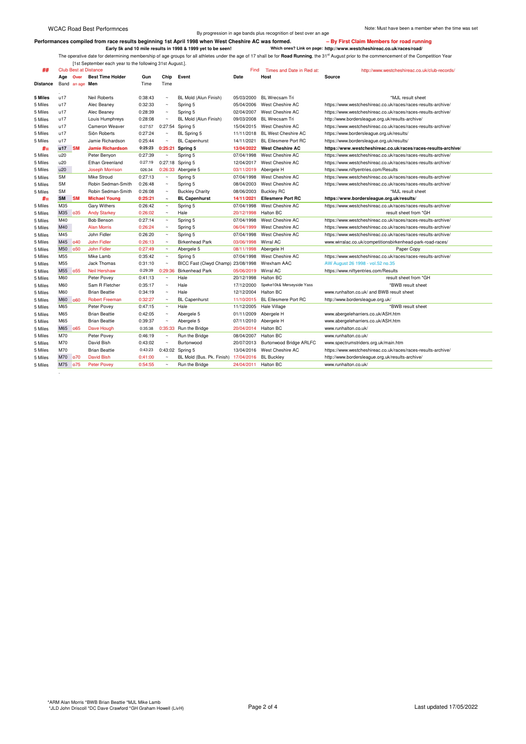WCAC Road Best Performnces

By progression in age bands plus recognition of best over an age

Note: Must have been a member when the time was set

**Performances compiled from race results beginning 1st April 1998 when West Cheshire AC was formed.** **– By First Claim Members for road running**

**Early 5k and 10 mile results in 1998 & 1999 yet to be seen!** **Which ones? Link on page: http://www.westcheshireac.co.uk/races/road/**

The operative date for determining membership of age groups for all athletes under the age of 17 shall be for **Road Running**, the 31st August prior to the commencement of the Competition Year [1st September each year to the following 31st August.].

## Club Best at Distance — Find Times and Date in Red at: http://www.westcheshireac.co.uk/club-records/

| Distance | Age Band | Over an age | Best Time Holder Men | Gun Time | Chip Time | Event | Date | Host | Source |
|---|---|---|---|---|---|---|---|---|---|
| **5 Miles** | u17 | | Neil Roberts | 0:38:43 | ~ | BL Mold (Alun Finish) | 05/03/2000 | BL Wrecsam Tri | *MJL result sheet |
| 5 Miles | u17 | | Alec Beaney | 0:32:33 | ~ | Spring 5 | 05/04/2006 | West Cheshire AC | https://www.westcheshireac.co.uk/races/races-results-archive/ |
| 5 Miles | u17 | | Alec Beaney | 0:28:39 | ~ | Spring 5 | 02/04/2007 | West Cheshire AC | https://www.westcheshireac.co.uk/races/races-results-archive/ |
| 5 Miles | u17 | | Louis Humphreys | 0:28:08 | ~ | BL Mold (Alun Finish) | 09/03/2008 | BL Wrecsam Tri | http://www.bordersleague.org.uk/results-archive/ |
| 5 Miles | u17 | | Cameron Weaver | 0:27:57 | 0:27:54 | Spring 5 | 15/04/2015 | West Cheshire AC | https://www.westcheshireac.co.uk/races/races-results-archive/ |
| 5 Miles | u17 | | Siôn Roberts | 0:27:24 | ~ | BL Spring 5 | 11/11/2018 | BL West Cheshire AC | https://www.bordersleague.org.uk/results/ |
| 5 Miles | u17 | | Jamie Richardson | 0:25:44 | ~ | BL Capenhurst | 14/11/2021 | BL Ellesmere Port RC | https://www.bordersleague.org.uk/results/ |
| **#=** | **u17** | **SM** | **Jamie Richardson** | **0:25:23** | **0:25:21** | **Spring 5** | **13/04/2022** | **West Cheshire AC** | **https://www.westcheshireac.co.uk/races/races-results-archive/** |
| 5 Miles | u20 | | Peter Benyon | 0:27:39 | ~ | Spring 5 | 07/04/1998 | West Cheshire AC | https://www.westcheshireac.co.uk/races/races-results-archive/ |
| 5 Miles | u20 | | Ethan Greenland | 0:27:19 | 0:27:18 | Spring 5 | 12/04/2017 | West Cheshire AC | https://www.westcheshireac.co.uk/races/races-results-archive/ |
| 5 Miles | u20 | | Joseph Morrison | 026:34 | 0:26:33 | Abergele 5 | 03/11/2019 | Abergele H | https://www.niftyentries.com/Results |
| 5 Miles | SM | | Mike Stroud | 0:27:13 | ~ | Spring 5 | 07/04/1998 | West Cheshire AC | https://www.westcheshireac.co.uk/races/races-results-archive/ |
| 5 Miles | SM | | Robin Sedman-Smith | 0:26:48 | ~ | Spring 5 | 08/04/2003 | West Cheshire AC | https://www.westcheshireac.co.uk/races/races-results-archive/ |
| 5 Miles | SM | | Robin Sedman-Smith | 0:26:08 | ~ | Buckley Charity | 08/06/2003 | Buckley RC | *MJL result sheet |
| **#=** | **SM** | **SM** | **Michael Young** | **0:25:21** | ~ | **BL Capenhurst** | **14/11/2021** | **Ellesmere Port RC** | **https://www.bordersleague.org.uk/results/** |
| 5 Miles | M35 | | Gary Withers | 0:26:42 | ~ | Spring 5 | 07/04/1998 | West Cheshire AC | https://www.westcheshireac.co.uk/races/races-results-archive/ |
| 5 Miles | M35 | o35 | Andy Starkey | 0:26:02 | ~ | Hale | 20/12/1998 | Halton BC | result sheet from *GH |
| 5 Miles | M40 | | Bob Benson | 0:27:14 | ~ | Spring 5 | 07/04/1998 | West Cheshire AC | https://www.westcheshireac.co.uk/races/races-results-archive/ |
| 5 Miles | M40 | | Alan Morris | 0:26:24 | ~ | Spring 5 | 06/04/1999 | West Cheshire AC | https://www.westcheshireac.co.uk/races/races-results-archive/ |
| 5 Miles | M45 | | John Fidler | 0:26:20 | ~ | Spring 5 | 07/04/1998 | West Cheshire AC | https://www.westcheshireac.co.uk/races/races-results-archive/ |
| 5 Miles | M45 | o40 | John Fidler | 0:26:13 | ~ | Birkenhead Park | 03/06/1998 | Wirral AC | www.wirralac.co.uk/competitionsbirkenhead-park-road-races/ |
| 5 Miles | M50 | o50 | John Fidler | 0:27:49 | ~ | Abergele 5 | 08/11/1998 | Abergele H | Paper Copy |
| 5 Miles | M55 | | Mike Lamb | 0:35:42 | ~ | Spring 5 | 07/04/1998 | West Cheshire AC | https://www.westcheshireac.co.uk/races/races-results-archive/ |
| 5 Miles | M55 | | Jack Thomas | 0:31:10 | ~ | BICC Fast (Clwyd Champ) | 23/08/1998 | Wrexham AAC | AW August 26 1998 - vol.52 no.35 |
| 5 Miles | M55 | o55 | Neil Hershaw | 0:29:39 | 0:29:36 | Birkenhead Park | 05/06/2019 | Wirral AC | https://www.niftyentries.com/Results |
| 5 Miles | M60 | | Peter Povey | 0:41:13 | ~ | Hale | 20/12/1998 | Halton BC | result sheet from *GH |
| 5 Miles | M60 | | Sam R Fletcher | 0:35:17 | ~ | Hale | 17/12/2000 | Speke10k& Merseyside Yass | *BWB result sheet |
| 5 Miles | M60 | | Brian Beattie | 0:34:19 | ~ | Hale | 12/12/2004 | Halton BC | www.runhalton.co.uk/ and BWB result sheet |
| 5 Miles | M60 | o60 | Robert Freeman | 0:32:27 | ~ | BL Capenhurst | 11/10/2015 | BL Ellesmere Port RC | http://www.bordersleague.org.uk/ |
| 5 Miles | M65 | | Peter Povey | 0:47:15 | ~ | Hale | 11/12/2005 | Hale Village | *BWB result sheet |
| 5 Miles | M65 | | Brian Beattie | 0:42:05 | ~ | Abergele 5 | 01/11/2009 | Abergele H | www.abergeleharriers.co.uk/ASH.htm |
| 5 Miles | M65 | | Brian Beattie | 0:39:37 | ~ | Abergele 5 | 07/11/2010 | Abergele H | www.abergeleharriers.co.uk/ASH.htm |
| 5 Miles | M65 | o65 | Dave Hough | 0:35:38 | 0:35:33 | Run the Bridge | 20/04/2014 | Halton BC | www.runhalton.co.uk/ |
| 5 Miles | M70 | | Peter Povey | 0:46:19 | ~ | Run the Bridge | 08/04/2007 | Halton BC | www.runhalton.co.uk/ |
| 5 Miles | M70 | | David Bish | 0:43:02 | ~ | Burtonwood | 20/07/2013 | Burtonwood Bridge ARLFC | www.spectrumstriders.org.uk/main.htm |
| 5 Miles | M70 | | Brian Beattie | 0:43:23 | 0:43:02 | Spring 5 | 13/04/2016 | West Cheshire AC | https://www.westcheshireac.co.uk/races/races-results-archive/ |
| 5 Miles | M70 | o70 | David Bish | 0:41:00 | ~ | BL Mold (Bus. Pk. Finish) | 17/04/2016 | BL Buckley | http://www.bordersleague.org.uk/results-archive/ |
| 5 Miles | M75 | o75 | Peter Povey | 0:54:55 | ~ | Run the Bridge | 24/04/2011 | Halton BC | www.runhalton.co.uk/ |

*ARM Alan Morris *BWB Brian Beattie *MJL Mike Lamb
*JLD John Driscoll *DC Dave Crawford *GH Graham Howell (LivH)

Last updated 17/05/2022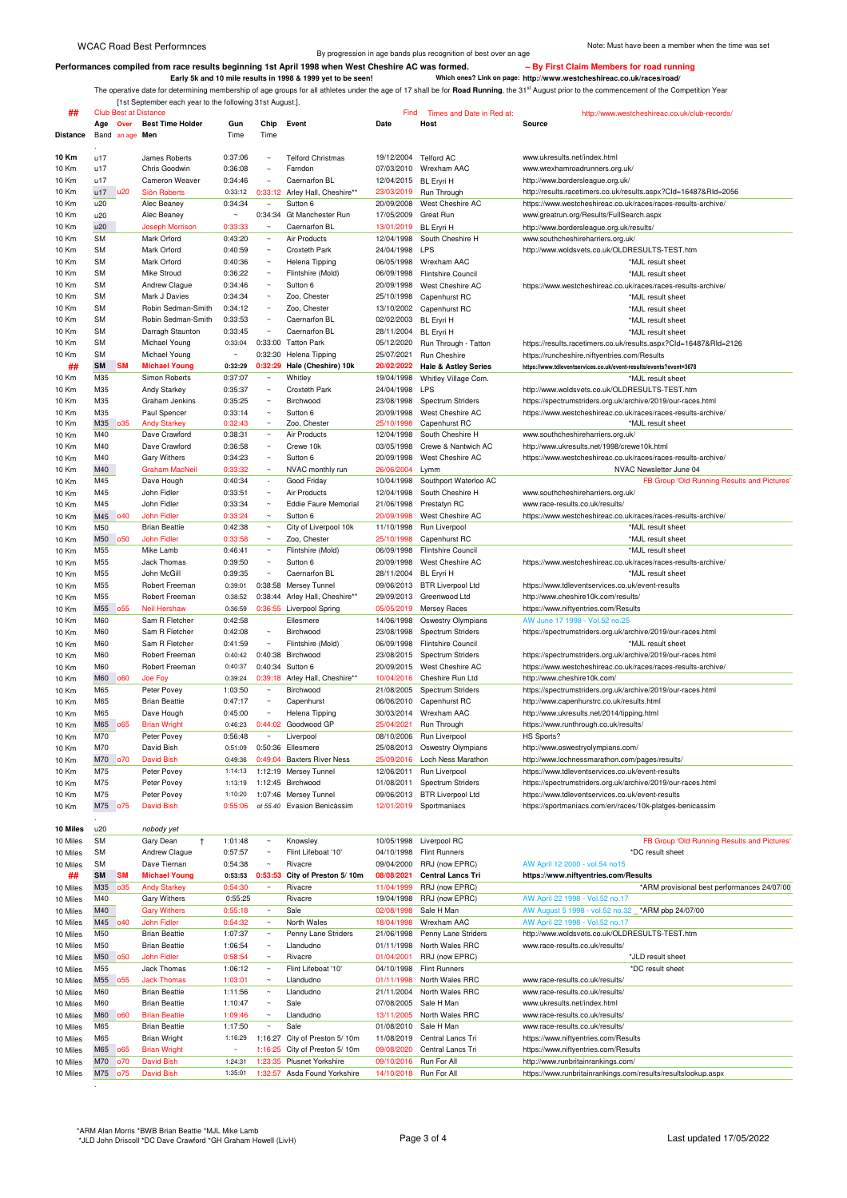WCAC Road Best Performnces

By progression in age bands plus recognition of best over an age

Note: Must have been a member when the time was set

**Performances compiled from race results beginning 1st April 1998 when West Cheshire AC was formed.** – By First Claim Members for road running

**Early 5k and 10 mile results in 1998 & 1999 yet to be seen!** Which ones? Link on page: **http://www.westcheshireac.co.uk/races/road/**

The operative date for determining membership of age groups for all athletes under the age of 17 shall be for **Road Running**, the 31st August prior to the commencement of the Competition Year [1st September each year to the following 31st August.].

## Club Best at Distance — Find Times and Date in Red at: http://www.westcheshireac.co.uk/club-records/

| Distance | Age Band | Over an age | Best Time Holder Men | Gun Time | Chip Time | Event | Date | Host | Source |
|---|---|---|---|---|---|---|---|---|---|
| 10 Km | u17 | | James Roberts | 0:37:06 | ~ | Telford Christmas | 19/12/2004 | Telford AC | www.ukresults.net/index.html |
| 10 Km | u17 | | Chris Goodwin | 0:36:08 | ~ | Farndon | 07/03/2010 | Wrexham AAC | www.wrexhamroadrunners.org.uk/ |
| 10 Km | u17 | | Cameron Weaver | 0:34:46 | ~ | Caernarfon BL | 12/04/2015 | BL Eryri H | http://www.bordersleague.org.uk/ |
| 10 Km | u17 | u20 | Siôn Roberts | 0:33:12 | 0:33:12 | Arley Hall, Cheshire** | 23/03/2019 | Run Through | http://results.racetimers.co.uk/results.aspx?CId=16487&RId=2056 |
| 10 Km | u20 | | Alec Beaney | 0:34:34 | ~ | Sutton 6 | 20/09/2008 | West Cheshire AC | https://www.westcheshireac.co.uk/races/races-results-archive/ |
| 10 Km | u20 | | Alec Beaney | ~ | 0:34:34 | Gt Manchester Run | 17/05/2009 | Great Run | www.greatrun.org/Results/FullSearch.aspx |
| 10 Km | u20 | | Joseph Morrison | 0:33:33 | ~ | Caernarfon BL | 13/01/2019 | BL Eryri H | http://www.bordersleague.org.uk/results/ |
| 10 Km | SM | | Mark Orford | 0:43:20 | ~ | Air Products | 12/04/1998 | South Cheshire H | www.southcheshireharriers.org.uk/ |
| 10 Km | SM | | Mark Orford | 0:40:59 | ~ | Croxteth Park | 24/04/1998 | LPS | http://www.woldsvets.co.uk/OLDRESULTS-TEST.htm |
| 10 Km | SM | | Mark Orford | 0:40:36 | ~ | Helena Tipping | 06/05/1998 | Wrexham AAC | *MJL result sheet |
| 10 Km | SM | | Mike Stroud | 0:36:22 | ~ | Flintshire (Mold) | 06/09/1998 | Flintshire Council | *MJL result sheet |
| 10 Km | SM | | Andrew Clague | 0:34:46 | ~ | Sutton 6 | 20/09/1998 | West Cheshire AC | https://www.westcheshireac.co.uk/races/races-results-archive/ |
| 10 Km | SM | | Mark J Davies | 0:34:34 | ~ | Zoo, Chester | 25/10/1998 | Capenhurst RC | *MJL result sheet |
| 10 Km | SM | | Robin Sedman-Smith | 0:34:12 | ~ | Zoo, Chester | 13/10/2002 | Capenhurst RC | *MJL result sheet |
| 10 Km | SM | | Robin Sedman-Smith | 0:33:53 | ~ | Caernarfon BL | 02/02/2003 | BL Eryri H | *MJL result sheet |
| 10 Km | SM | | Darragh Staunton | 0:33:45 | ~ | Caernarfon BL | 28/11/2004 | BL Eryri H | *MJL result sheet |
| 10 Km | SM | | Michael Young | 0:33:04 | 0:33:00 | Tatton Park | 05/12/2020 | Run Through - Tatton | https://results.racetimers.co.uk/results.aspx?CId=16487&RId=2126 |
| 10 Km | SM | | Michael Young | ~ | 0:32:30 | Helena Tipping | 25/07/2021 | Run Cheshire | https://runcheshire.niftyentries.com/Results |
| ## | **SM** | **SM** | **Michael Young** | **0:32:29** | **0:32:29** | **Hale (Cheshire) 10k** | **20/02/2022** | **Hale & Astley Series** | **https://www.tdleventservices.co.uk/event-results/events?event=3678** |
| 10 Km | M35 | | Simon Roberts | 0:37:07 | ~ | Whitley | 19/04/1998 | Whitley Village Com. | *MJL result sheet |
| 10 Km | M35 | | Andy Starkey | 0:35:37 | ~ | Croxteth Park | 24/04/1998 | LPS | http://www.woldsvets.co.uk/OLDRESULTS-TEST.htm |
| 10 Km | M35 | | Graham Jenkins | 0:35:25 | ~ | Birchwood | 23/08/1998 | Spectrum Striders | https://spectrumstriders.org.uk/archive/2019/our-races.html |
| 10 Km | M35 | | Paul Spencer | 0:33:14 | ~ | Sutton 6 | 20/09/1998 | West Cheshire AC | https://www.westcheshireac.co.uk/races/races-results-archive/ |
| 10 Km | M35 | o35 | Andy Starkey | 0:32:43 | ~ | Zoo, Chester | 25/10/1998 | Capenhurst RC | *MJL result sheet |
| 10 Km | M40 | | Dave Crawford | 0:38:31 | ~ | Air Products | 12/04/1998 | South Cheshire H | www.southcheshireharriers.org.uk/ |
| 10 Km | M40 | | Dave Crawford | 0:36:58 | ~ | Crewe 10k | 03/05/1998 | Crewe & Nantwich AC | http://www.ukresults.net/1998/crewe10k.html |
| 10 Km | M40 | | Gary Withers | 0:34:23 | ~ | Sutton 6 | 20/09/1998 | West Cheshire AC | https://www.westcheshireac.co.uk/races/races-results-archive/ |
| 10 Km | M40 | | Graham MacNeil | 0:33:32 | ~ | NVAC monthly run | 26/06/2004 | Lymm | NVAC Newsletter June 04 |
| 10 Km | M45 | | Dave Hough | 0:40:34 | ~ | Good Friday | 10/04/1998 | Southport Waterloo AC | FB Group 'Old Running Results and Pictures' |
| 10 Km | M45 | | John Fidler | 0:33:51 | ~ | Air Products | 12/04/1998 | South Cheshire H | www.southcheshireharriers.org.uk/ |
| 10 Km | M45 | | John Fidler | 0:33:34 | ~ | Eddie Faure Memorial | 21/06/1998 | Prestatyn RC | www.race-results.co.uk/results/ |
| 10 Km | M45 | o40 | John Fidler | 0:33:24 | ~ | Sutton 6 | 20/09/1998 | West Cheshire AC | https://www.westcheshireac.co.uk/races/races-results-archive/ |
| 10 Km | M50 | | Brian Beattie | 0:42:38 | ~ | City of Liverpool 10k | 11/10/1998 | Run Liverpool | *MJL result sheet |
| 10 Km | M50 | o50 | John Fidler | 0:33:58 | ~ | Zoo, Chester | 25/10/1998 | Capenhurst RC | *MJL result sheet |
| 10 Km | M55 | | Mike Lamb | 0:46:41 | ~ | Flintshire (Mold) | 06/09/1998 | Flintshire Council | *MJL result sheet |
| 10 Km | M55 | | Jack Thomas | 0:39:50 | ~ | Sutton 6 | 20/09/1998 | West Cheshire AC | https://www.westcheshireac.co.uk/races/races-results-archive/ |
| 10 Km | M55 | | John McGill | 0:39:35 | ~ | Caernarfon BL | 28/11/2004 | BL Eryri H | *MJL result sheet |
| 10 Km | M55 | | Robert Freeman | 0:39:01 | 0:38:58 | Mersey Tunnel | 09/06/2013 | BTR Liverpool Ltd | https://www.tdleventservices.co.uk/event-results |
| 10 Km | M55 | | Robert Freeman | 0:38:52 | 0:38:44 | Arley Hall, Cheshire** | 29/09/2013 | Greenwood Ltd | http://www.cheshire10k.com/results/ |
| 10 Km | M55 | o55 | Neil Hershaw | 0:36:59 | 0:36:55 | Liverpool Spring | 05/05/2019 | Mersey Races | https://www.niftyentries.com/Results |
| 10 Km | M60 | | Sam R Fletcher | 0:42:58 | | Ellesmere | 14/06/1998 | Oswestry Olympians | AW June 17 1998 - Vol.52 no.25 |
| 10 Km | M60 | | Sam R Fletcher | 0:42:08 | ~ | Birchwood | 23/08/1998 | Spectrum Striders | https://spectrumstriders.org.uk/archive/2019/our-races.html |
| 10 Km | M60 | | Sam R Fletcher | 0:41:59 | ~ | Flintshire (Mold) | 06/09/1998 | Flintshire Council | *MJL result sheet |
| 10 Km | M60 | | Robert Freeman | 0:40:42 | 0:40:38 | Birchwood | 23/08/2015 | Spectrum Striders | https://spectrumstriders.org.uk/archive/2019/our-races.html |
| 10 Km | M60 | | Robert Freeman | 0:40:37 | 0:40:34 | Sutton 6 | 20/09/2015 | West Cheshire AC | https://www.westcheshireac.co.uk/races/races-results-archive/ |
| 10 Km | M60 | o60 | Joe Foy | 0:39:24 | 0:39:18 | Arley Hall, Cheshire** | 10/04/2016 | Cheshire Run Ltd | http://www.cheshire10k.com/ |
| 10 Km | M65 | | Peter Povey | 1:03:50 | ~ | Birchwood | 21/08/2005 | Spectrum Striders | https://spectrumstriders.org.uk/archive/2019/our-races.html |
| 10 Km | M65 | | Brian Beattie | 0:47:17 | ~ | Capenhurst | 06/06/2010 | Capenhurst RC | http://www.capenhurstrc.co.uk/results.html |
| 10 Km | M65 | | Dave Hough | 0:45:00 | ~ | Helena Tipping | 30/03/2014 | Wrexham AAC | http://www.ukresults.net/2014/tipping.html |
| 10 Km | M65 | o65 | Brian Wright | 0:46:23 | 0:44:02 | Goodwood GP | 25/04/2021 | Run Through | https://www.runthrough.co.uk/results/ |
| 10 Km | M70 | | Peter Povey | 0:56:48 | ~ | Liverpool | 08/10/2006 | Run Liverpool | HS Sports? |
| 10 Km | M70 | | David Bish | 0:51:09 | 0:50:36 | Ellesmere | 25/08/2013 | Oswestry Olympians | http://www.oswestryolympians.com/ |
| 10 Km | M70 | o70 | David Bish | 0:49:36 | 0:49:04 | Baxters River Ness | 25/09/2016 | Loch Ness Marathon | http://www.lochnessmarathon.com/pages/results/ |
| 10 Km | M75 | | Peter Povey | 1:14:13 | 1:12:19 | Mersey Tunnel | 12/06/2011 | Run Liverpool | https://www.tdleventservices.co.uk/event-results |
| 10 Km | M75 | | Peter Povey | 1:13:19 | 1:12:45 | Birchwood | 01/08/2011 | Spectrum Striders | https://spectrumstriders.org.uk/archive/2019/our-races.html |
| 10 Km | M75 | | Peter Povey | 1:10:20 | 1:07:46 | Mersey Tunnel | 09/06/2013 | BTR Liverpool Ltd | https://www.tdleventservices.co.uk/event-results |
| 10 Km | M75 | o75 | David Bish | 0:55:06 | ot 55.40 | Evasion Benicàssim | 12/01/2019 | Sportmaniacs | https://sportmaniacs.com/en/races/10k-platges-benicassim |
| 10 Miles | u20 | | *nobody yet* | | | | | | |
| 10 Miles | SM | | Gary Dean † | 1:01:48 | ~ | Knowsley | 10/05/1998 | Liverpool RC | FB Group 'Old Running Results and Pictures' |
| 10 Miles | SM | | Andrew Clague | 0:57:57 | ~ | Flint Lifeboat '10' | 04/10/1998 | Flint Runners | *DC result sheet |
| 10 Miles | SM | | Dave Tiernan | 0:54:38 | ~ | Rivacre | 09/04/2000 | RRJ (now EPRC) | AW April 12 2000 - vol.54 no15 |
| ## | **SM** | **SM** | **Michael Young** | **0:53:53** | **0:53:53** | **City of Preston 5/ 10m** | **08/08/2021** | **Central Lancs Tri** | **https://www.niftyentries.com/Results** |
| 10 Miles | M35 | o35 | Andy Starkey | 0:54:30 | ~ | Rivacre | 11/04/1999 | RRJ (now EPRC) | *ARM provisional best performances 24/07/00 |
| 10 Miles | M40 | | Gary Withers | 0:55:25 | | Rivacre | 19/04/1998 | RRJ (now EPRC) | AW April 22 1998 - Vol.52 no.17 |
| 10 Miles | M40 | | Gary Withers | 0:55:18 | ~ | Sale | 02/08/1998 | Sale H Man | AW August 5 1998 - vol.52 no.32 _ *ARM pbp 24/07/00 |
| 10 Miles | M45 | o40 | John Fidler | 0:54:32 | ~ | North Wales | 18/04/1998 | Wrexham AAC | AW April 22 1998 - Vol.52 no.17 |
| 10 Miles | M50 | | Brian Beattie | 1:07:37 | ~ | Penny Lane Striders | 21/06/1998 | Penny Lane Striders | http://www.woldsvets.co.uk/OLDRESULTS-TEST.htm |
| 10 Miles | M50 | | Brian Beattie | 1:06:54 | ~ | Llandudno | 01/11/1998 | North Wales RRC | www.race-results.co.uk/results/ |
| 10 Miles | M50 | o50 | John Fidler | 0:58:54 | ~ | Rivacre | 01/04/2001 | RRJ (now EPRC) | *JLD result sheet |
| 10 Miles | M55 | | Jack Thomas | 1:06:12 | ~ | Flint Lifeboat '10' | 04/10/1998 | Flint Runners | *DC result sheet |
| 10 Miles | M55 | o55 | Jack Thomas | 1:03:01 | ~ | Llandudno | 01/11/1998 | North Wales RRC | www.race-results.co.uk/results/ |
| 10 Miles | M60 | | Brian Beattie | 1:11:56 | ~ | Llandudno | 21/11/2004 | North Wales RRC | www.race-results.co.uk/results/ |
| 10 Miles | M60 | | Brian Beattie | 1:10:47 | ~ | Sale | 07/08/2005 | Sale H Man | www.ukresults.net/index.html |
| 10 Miles | M60 | o60 | Brian Beattie | 1:09:46 | ~ | Llandudno | 13/11/2005 | North Wales RRC | www.race-results.co.uk/results/ |
| 10 Miles | M65 | | Brian Beattie | 1:17:50 | ~ | Sale | 01/08/2010 | Sale H Man | www.race-results.co.uk/results/ |
| 10 Miles | M65 | | Brian Wright | 1:16:29 | 1:16:27 | City of Preston 5/ 10m | 11/08/2019 | Central Lancs Tri | https://www.niftyentries.com/Results |
| 10 Miles | M65 | o65 | Brian Wright | ~ | 1:16:25 | City of Preston 5/ 10m | 09/08/2020 | Central Lancs Tri | https://www.niftyentries.com/Results |
| 10 Miles | M70 | o70 | David Bish | 1:24:31 | 1:23:35 | Plusnet Yorkshire | 09/10/2016 | Run For All | http://www.runbritainrankings.com/ |
| 10 Miles | M75 | o75 | David Bish | 1:35:01 | 1:32:57 | Asda Found Yorkshire | 14/10/2018 | Run For All | https://www.runbritainrankings.com/results/resultslookup.aspx |

*ARM Alan Morris *BWB Brian Beattie *MJL Mike Lamb
*JLD John Driscoll *DC Dave Crawford *GH Graham Howell (LivH)

Last updated 17/05/2022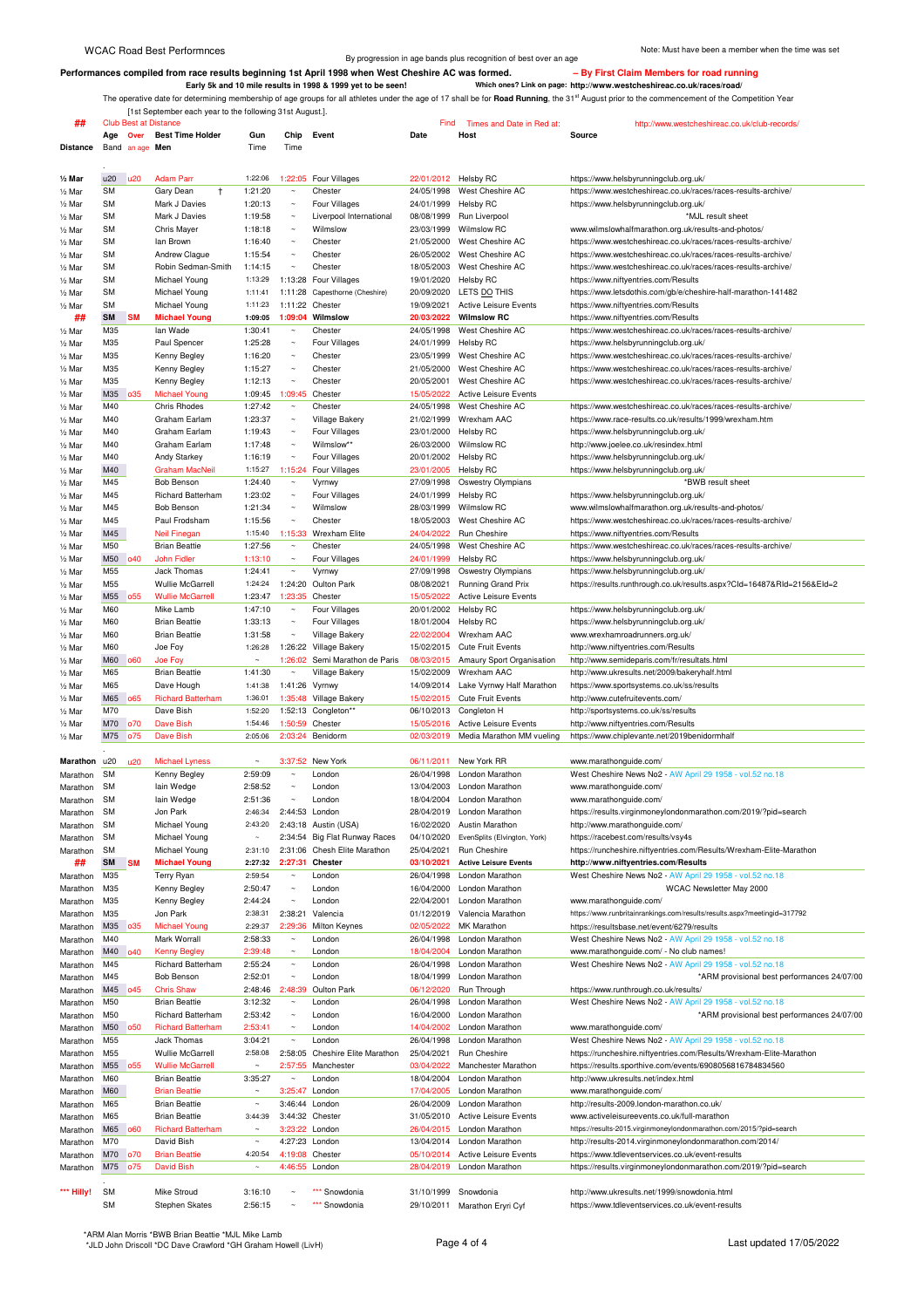WCAC Road Best Performnces

By progression in age bands plus recognition of best over an age

Note: Must have been a member when the time was set

**Performances compiled from race results beginning 1st April 1998 when West Cheshire AC was formed.** – **By First Claim Members for road running**

**Early 5k and 10 mile results in 1998 & 1999 yet to be seen!** **Which ones? Link on page: http://www.westcheshireac.co.uk/races/road/**

The operative date for determining membership of age groups for all athletes under the age of 17 shall be for **Road Running**, the 31[st] August prior to the commencement of the Competition Year [1st September each year to the following 31st August.].

| ## | Club Best at Distance | | | | | Find | Times and Date in Red at: | | http://www.westcheshireac.co.uk/club-records/ |
|---|---|---|---|---|---|---|---|---|---|
| Distance | Age Band | Over an age | Best Time Holder Men | Gun Time | Chip Time | Event | Date | Host | Source |
| ½ Mar | u20 | u20 | Adam Parr | 1:22:06 | 1:22:05 | Four Villages | 22/01/2012 | Helsby RC | https://www.helsbyrunningclub.org.uk/ |
| ½ Mar | SM | | Gary Dean † | 1:21:20 | ~ | Chester | 24/05/1998 | West Cheshire AC | https://www.westcheshireac.co.uk/races/races-results-archive/ |
| ½ Mar | SM | | Mark J Davies | 1:20:13 | ~ | Four Villages | 24/01/1999 | Helsby RC | https://www.helsbyrunningclub.org.uk/ |
| ½ Mar | SM | | Mark J Davies | 1:19:58 | ~ | Liverpool International | 08/08/1999 | Run Liverpool | *MJL result sheet |
| ½ Mar | SM | | Chris Mayer | 1:18:18 | ~ | Wilmslow | 23/03/1999 | Wilmslow RC | www.wilmslowhalfmarathon.org.uk/results-and-photos/ |
| ½ Mar | SM | | Ian Brown | 1:17:30 | ~ | Chester | 21/05/2000 | West Cheshire AC | https://www.westcheshireac.co.uk/races/races-results-archive/ |
| ½ Mar | SM | | Andrew Clague | 1:15:54 | ~ | Chester | 26/05/2002 | West Cheshire AC | https://www.westcheshireac.co.uk/races/races-results-archive/ |
| ½ Mar | SM | | Robin Sedman-Smith | 1:14:15 | ~ | Chester | 18/05/2003 | West Cheshire AC | https://www.westcheshireac.co.uk/races/races-results-archive/ |
| ½ Mar | SM | | Michael Young | 1:13:29 | 1:13:28 | Four Villages | 19/01/2020 | Helsby RC | https://www.niftyentries.com/Results |
| ½ Mar | SM | | Michael Young | 1:11:41 | 1:11:28 | Capesthorne (Cheshire) | 20/09/2020 | LETS DO THIS | https://www.letsdothis.com/gb/e/cheshire-half-marathon-141482 |
| ½ Mar | SM | | Michael Young | 1:11:23 | 1:11:22 | Chester | 19/09/2021 | Active Leisure Events | https://www.niftyentries.com/Results |
| ## | **SM** | **SM** | **Michael Young** | **1:09:05** | **1:09:04** | **Wilmslow** | **20/03/2022** | **Wilmslow RC** | https://www.niftyentries.com/Results |
| ½ Mar | M35 | | Ian Wade | 1:30:41 | ~ | Chester | 24/05/1998 | West Cheshire AC | https://www.westcheshireac.co.uk/races/races-results-archive/ |
| ½ Mar | M35 | | Paul Spencer | 1:25:28 | ~ | Four Villages | 24/01/1999 | Helsby RC | https://www.helsbyrunningclub.org.uk/ |
| ½ Mar | M35 | | Kenny Begley | 1:16:20 | ~ | Chester | 23/05/1999 | West Cheshire AC | https://www.westcheshireac.co.uk/races/races-results-archive/ |
| ½ Mar | M35 | | Kenny Begley | 1:15:27 | ~ | Chester | 21/05/2000 | West Cheshire AC | https://www.westcheshireac.co.uk/races/races-results-archive/ |
| ½ Mar | M35 | | Kenny Begley | 1:12:13 | ~ | Chester | 20/05/2001 | West Cheshire AC | https://www.westcheshireac.co.uk/races/races-results-archive/ |
| ½ Mar | M35 | o35 | Michael Young | 1:09:45 | 1:09:45 | Chester | 15/05/2022 | Active Leisure Events | |
| ½ Mar | M40 | | Chris Rhodes | 1:27:42 | ~ | Chester | 24/05/1998 | West Cheshire AC | https://www.westcheshireac.co.uk/races/races-results-archive/ |
| ½ Mar | M40 | | Graham Earlam | 1:23:37 | ~ | Village Bakery | 21/02/1999 | Wrexham AAC | http://www.race-results.co.uk/results/1999/wrexham.htm |
| ½ Mar | M40 | | Graham Earlam | 1:19:43 | ~ | Four Villages | 23/01/2000 | Helsby RC | https://www.helsbyrunningclub.org.uk/ |
| ½ Mar | M40 | | Graham Earlam | 1:17:48 | ~ | Wilmslow** | 26/03/2000 | Wilmslow RC | http://www.joelee.co.uk/resindex.html |
| ½ Mar | M40 | | Andy Starkey | 1:16:19 | ~ | Four Villages | 20/01/2002 | Helsby RC | https://www.helsbyrunningclub.org.uk/ |
| ½ Mar | M40 | | Graham MacNeil | 1:15:27 | 1:15:24 | Four Villages | 23/01/2005 | Helsby RC | https://www.helsbyrunningclub.org.uk/ |
| ½ Mar | M45 | | Bob Benson | 1:24:40 | ~ | Vyrnwy | 27/09/1998 | Oswestry Olympians | *BWB result sheet |
| ½ Mar | M45 | | Richard Batterham | 1:23:02 | ~ | Four Villages | 24/01/1999 | Helsby RC | https://www.helsbyrunningclub.org.uk/ |
| ½ Mar | M45 | | Bob Benson | 1:21:34 | ~ | Wilmslow | 28/03/1999 | Wilmslow RC | www.wilmslowhalfmarathon.org.uk/results-and-photos/ |
| ½ Mar | M45 | | Paul Frodsham | 1:15:56 | ~ | Chester | 18/05/2003 | West Cheshire AC | https://www.westcheshireac.co.uk/races/races-results-archive/ |
| ½ Mar | M45 | | Neil Finegan | 1:15:40 | 1:15:33 | Wrexham Elite | 24/04/2022 | Run Cheshire | https://www.niftyentries.com/Results |
| ½ Mar | M50 | | Brian Beattie | 1:27:56 | ~ | Chester | 24/05/1998 | West Cheshire AC | https://www.westcheshireac.co.uk/races/races-results-archive/ |
| ½ Mar | M50 | o40 | John Fidler | 1:13:10 | ~ | Four Villages | 24/01/1999 | Helsby RC | https://www.helsbyrunningclub.org.uk/ |
| ½ Mar | M55 | | Jack Thomas | 1:24:41 | ~ | Vyrnwy | 27/09/1998 | Oswestry Olympians | https://www.helsbyrunningclub.org.uk/ |
| ½ Mar | M55 | | Wullie McGarrell | 1:24:24 | 1:24:20 | Oulton Park | 08/08/2021 | Running Grand Prix | https://results.runthrough.co.uk/results.aspx?CId=16487&RId=2156&EId=2 |
| ½ Mar | M55 | o55 | Wullie McGarrell | 1:23:47 | 1:23:35 | Chester | 15/05/2022 | Active Leisure Events | |
| ½ Mar | M60 | | Mike Lamb | 1:47:10 | ~ | Four Villages | 20/01/2002 | Helsby RC | https://www.helsbyrunningclub.org.uk/ |
| ½ Mar | M60 | | Brian Beattie | 1:33:13 | ~ | Four Villages | 18/01/2004 | Helsby RC | https://www.helsbyrunningclub.org.uk/ |
| ½ Mar | M60 | | Brian Beattie | 1:31:58 | ~ | Village Bakery | 22/02/2004 | Wrexham AAC | www.wrexhamroadrunners.org.uk/ |
| ½ Mar | M60 | | Joe Foy | 1:26:28 | 1:26:22 | Village Bakery | 15/02/2015 | Cute Fruit Events | http://www.niftyentries.com/Results |
| ½ Mar | M60 | o60 | Joe Foy | ~ | 1:26:02 | Semi Marathon de Paris | 08/03/2015 | Amaury Sport Organisation | http://www.semideparis.com/fr/resultats.html |
| ½ Mar | M65 | | Brian Beattie | 1:41:30 | ~ | Village Bakery | 15/02/2009 | Wrexham AAC | http://www.ukresults.net/2009/bakeryhalf.html |
| ½ Mar | M65 | | Dave Hough | 1:41:38 | 1:41:26 | Vyrnwy | 14/09/2014 | Lake Vyrnwy Half Marathon | https://www.sportsystems.co.uk/ss/results |
| ½ Mar | M65 | o65 | Richard Batterham | 1:36:01 | 1:35:48 | Village Bakery | 15/02/2015 | Cute Fruit Events | http://www.cutefruitevents.com/ |
| ½ Mar | M70 | | Dave Bish | 1:52:20 | 1:52:13 | Congleton** | 06/10/2013 | Congleton H | http://sportsystems.co.uk/ss/results |
| ½ Mar | M70 | o70 | Dave Bish | 1:54:46 | 1:50:59 | Chester | 15/05/2016 | Active Leisure Events | http://www.niftyentries.com/Results |
| ½ Mar | M75 | o75 | Dave Bish | 2:05:06 | 2:03:24 | Benidorm | 02/03/2019 | Media Marathon MM vueling | https://www.chiplevante.net/2019benidormhalf |
| Marathon | u20 | u20 | Michael Lyness | ~ | 3:37:52 | New York | 06/11/2011 | New York RR | www.marathonguide.com/ |
| Marathon | SM | | Kenny Begley | 2:59:09 | ~ | London | 26/04/1998 | London Marathon | West Cheshire News No2 - AW April 29 1958 - vol.52 no.18 |
| Marathon | SM | | Iain Wedge | 2:58:52 | ~ | London | 13/04/2003 | London Marathon | www.marathonguide.com/ |
| Marathon | SM | | Iain Wedge | 2:51:36 | ~ | London | 18/04/2004 | London Marathon | www.marathonguide.com/ |
| Marathon | SM | | Jon Park | 2:46:34 | 2:44:53 | London | 28/04/2019 | London Marathon | https://results.virginmoneylondonmarathon.com/2019/?pid=search |
| Marathon | SM | | Michael Young | 2:43:20 | 2:43:18 | Austin (USA) | 16/02/2020 | Austin Marathon | http://www.marathonguide.com/ |
| Marathon | SM | | Michael Young | ~ | 2:34:54 | Big Flat Runway Races | 04/10/2020 | EvenSplits (Elvington, York) | https://racebest.com/results/vsy4s |
| Marathon | SM | | Michael Young | 2:31:10 | 2:31:06 | Chesh Elite Marathon | 25/04/2021 | Run Cheshire | https://runcheshire.niftyentries.com/Results/Wrexham-Elite-Marathon |
| ## | **SM** | **SM** | **Michael Young** | **2:27:32** | **2:27:31** | **Chester** | **03/10/2021** | **Active Leisure Events** | **http://www.niftyentries.com/Results** |
| Marathon | M35 | | Terry Ryan | 2:59:54 | ~ | London | 26/04/1998 | London Marathon | West Cheshire News No2 - AW April 29 1958 - vol.52 no.18 |
| Marathon | M35 | | Kenny Begley | 2:50:47 | ~ | London | 16/04/2000 | London Marathon | WCAC Newsletter May 2000 |
| Marathon | M35 | | Kenny Begley | 2:44:24 | ~ | London | 22/04/2001 | London Marathon | www.marathonguide.com/ |
| Marathon | M35 | | Jon Park | 2:38:31 | 2:38:21 | Valencia | 01/12/2019 | Valencia Marathon | https://www.runbritainrankings.com/results/results.aspx?meetingid=317792 |
| Marathon | M35 | o35 | Michael Young | 2:29:37 | 2:29:36 | Milton Keynes | 02/05/2022 | MK Marathon | https://resultsbase.net/event/6279/results |
| Marathon | M40 | | Mark Worrall | 2:58:33 | ~ | London | 26/04/1998 | London Marathon | West Cheshire News No2 - AW April 29 1958 - vol.52 no.18 |
| Marathon | M40 | o40 | Kenny Begley | 2:39:48 | ~ | London | 18/04/2004 | London Marathon | www.marathonguide.com/ - No club names! |
| Marathon | M45 | | Richard Batterham | 2:55:24 | ~ | London | 26/04/1998 | London Marathon | West Cheshire News No2 - AW April 29 1958 - vol.52 no.18 |
| Marathon | M45 | | Bob Benson | 2:52:01 | ~ | London | 18/04/1999 | London Marathon | *ARM provisional best performances 24/07/00 |
| Marathon | M45 | o45 | Chris Shaw | 2:48:46 | 2:48:39 | Oulton Park | 06/12/2020 | Run Through | https://www.runthrough.co.uk/results/ |
| Marathon | M50 | | Brian Beattie | 3:12:32 | ~ | London | 26/04/1998 | London Marathon | West Cheshire News No2 - AW April 29 1958 - vol.52 no.18 |
| Marathon | M50 | | Richard Batterham | 2:53:42 | ~ | London | 16/04/2000 | London Marathon | *ARM provisional best performances 24/07/00 |
| Marathon | M50 | o50 | Richard Batterham | 2:53:41 | ~ | London | 14/04/2002 | London Marathon | www.marathonguide.com/ |
| Marathon | M55 | | Jack Thomas | 3:04:21 | ~ | London | 26/04/1998 | London Marathon | West Cheshire News No2 - AW April 29 1958 - vol.52 no.18 |
| Marathon | M55 | | Wullie McGarrell | 2:58:08 | 2:58:05 | Cheshire Elite Marathon | 25/04/2021 | Run Cheshire | https://runcheshire.niftyentries.com/Results/Wrexham-Elite-Marathon |
| Marathon | M55 | o55 | Wullie McGarrell | ~ | 2:57:55 | Manchester | 03/04/2022 | Manchester Marathon | https://results.sporthive.com/events/6908056816784834560 |
| Marathon | M60 | | Brian Beattie | 3:35:27 | ~ | London | 18/04/2004 | London Marathon | http://www.ukresults.net/index.html |
| Marathon | M60 | | Brian Beattie | ~ | 3:25:47 | London | 17/04/2005 | London Marathon | www.marathonguide.com/ |
| Marathon | M65 | | Brian Beattie | ~ | 3:46:44 | London | 26/04/2009 | London Marathon | http://results-2009.london-marathon.co.uk/ |
| Marathon | M65 | | Brian Beattie | 3:44:39 | 3:44:32 | Chester | 31/05/2010 | Active Leisure Events | www.activeleisureevents.co.uk/full-marathon |
| Marathon | M65 | o60 | Richard Batterham | ~ | 3:23:22 | London | 26/04/2015 | London Marathon | https://results-2015.virginmoneylondonmarathon.com/2015/?pid=search |
| Marathon | M70 | | David Bish | ~ | 4:27:23 | London | 13/04/2014 | London Marathon | http://results-2014.virginmoneylondonmarathon.com/2014/ |
| Marathon | M70 | o70 | Brian Beattie | 4:20:54 | 4:19:08 | Chester | 05/10/2014 | Active Leisure Events | https://www.tdleventservices.co.uk/event-results |
| Marathon | M75 | o75 | David Bish | ~ | 4:46:55 | London | 28/04/2019 | London Marathon | https://results.virginmoneylondonmarathon.com/2019/?pid=search |
| *** Hilly! | SM | | Mike Stroud | 3:16:10 | ~ | *** Snowdonia | 31/10/1999 | Snowdonia | http://www.ukresults.net/1999/snowdonia.html |
| | SM | | Stephen Skates | 2:56:15 | ~ | *** Snowdonia | 29/10/2011 | Marathon Eryri Cyf | https://www.tdleventservices.co.uk/event-results |

*ARM Alan Morris *BWB Brian Beattie *MJL Mike Lamb
*JLD John Driscoll *DC Dave Crawford *GH Graham Howell (LivH)

Last updated 17/05/2022